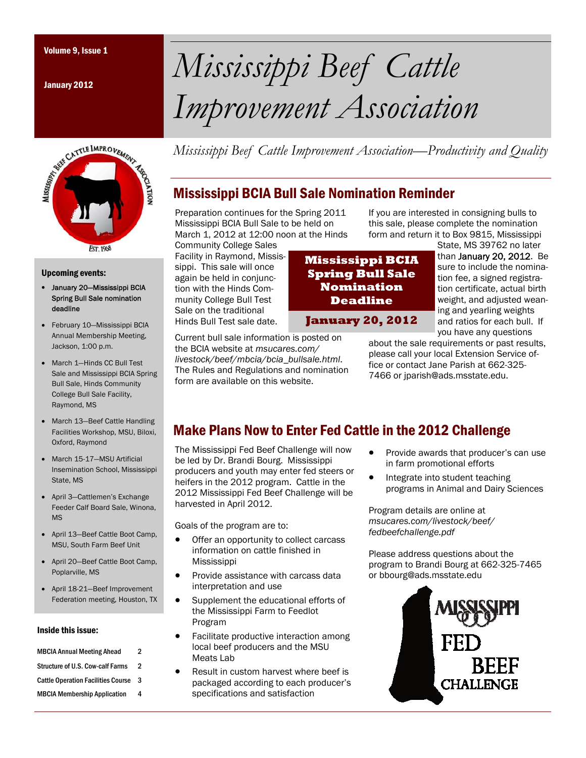Volume 9, Issue 1

January 2012

# Mississippi Beef Cattle Improvement Association

*Mississippi Beef Cattle Improvement Association—Productivity and Quality*

## Mississippi BCIA Bull Sale Nomination Reminder

Preparation continues for the Spring 2011 Mississippi BCIA Bull Sale to be held on March 1, 2012 at 12:00 noon at the Hinds Community College Sales Facility in Raymond, Mississippi. This sale will once again be held in conjunction with the Hinds Community College Bull Test Sale on the traditional Hinds Bull Test sale date.

Current bull sale information is posted on the BCIA website at *msucares.com/livestock/beef/mbcia/bcia_bullsale.html*. The Rules and Regulations and nomination form are available on this website.

**Mississippi BCIA Spring Bull Sale Nomination Deadline**

**January 20, 2012**

If you are interested in consigning bulls to this sale, please complete the nomination form and return it to Box 9815, Mississippi State, MS 39762 no later than January 20, 2012. Be sure to include the nomination fee, a signed registration certificate, actual birth weight, and adjusted weaning and yearling weights and ratios for each bull. If you have any questions about the sale requirements or past results, please call your local Extension Service office or contact Jane Parish at 662-325-7466 or jparish@ads.msstate.edu.

## Make Plans Now to Enter Fed Cattle in the 2012 Challenge

The Mississippi Fed Beef Challenge will now be led by Dr. Brandi Bourg. Mississippi producers and youth may enter fed steers or heifers in the 2012 program. Cattle in the 2012 Mississippi Fed Beef Challenge will be harvested in April 2012.

Goals of the program are to:

- Offer an opportunity to collect carcass information on cattle finished in Mississippi
- Provide assistance with carcass data interpretation and use
- Supplement the educational efforts of the Mississippi Farm to Feedlot Program
- Facilitate productive interaction among local beef producers and the MSU Meats Lab
- Result in custom harvest where beef is packaged according to each producer's specifications and satisfaction
- Provide awards that producer's can use in farm promotional efforts
- Integrate into student teaching programs in Animal and Dairy Sciences

Program details are online at *msucares.com/livestock/beef/fedbeefchallenge.pdf*

Please address questions about the program to Brandi Bourg at 662-325-7465 or bbourg@ads.msstate.edu

### Upcoming events:

- January 20—Mississippi BCIA Spring Bull Sale nomination deadline
- February 10—Mississippi BCIA Annual Membership Meeting, Jackson, 1:00 p.m.
- March 1—Hinds CC Bull Test Sale and Mississippi BCIA Spring Bull Sale, Hinds Community College Bull Sale Facility, Raymond, MS
- March 13—Beef Cattle Handling Facilities Workshop, MSU, Biloxi, Oxford, Raymond
- March 15-17—MSU Artificial Insemination School, Mississippi State, MS
- April 3—Cattlemen's Exchange Feeder Calf Board Sale, Winona, MS
- April 13—Beef Cattle Boot Camp, MSU, South Farm Beef Unit
- April 20—Beef Cattle Boot Camp, Poplarville, MS
- April 18-21—Beef Improvement Federation meeting, Houston, TX

### Inside this issue:

| | |
|---|---|
| MBCIA Annual Meeting Ahead | 2 |
| Structure of U.S. Cow-calf Farms | 2 |
| Cattle Operation Facilities Course | 3 |
| MBCIA Membership Application | 4 |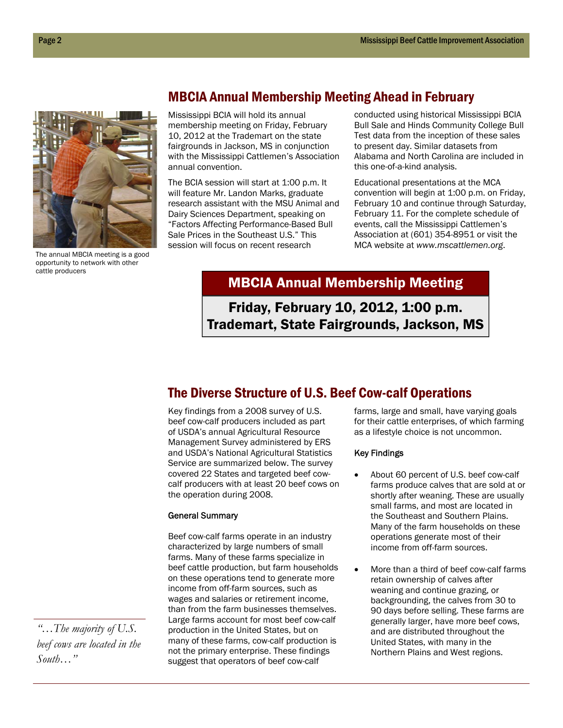## MBCIA Annual Membership Meeting Ahead in February

The annual MBCIA meeting is a good opportunity to network with other cattle producers

Mississippi BCIA will hold its annual membership meeting on Friday, February 10, 2012 at the Trademart on the state fairgrounds in Jackson, MS in conjunction with the Mississippi Cattlemen's Association annual convention.

The BCIA session will start at 1:00 p.m. It will feature Mr. Landon Marks, graduate research assistant with the MSU Animal and Dairy Sciences Department, speaking on "Factors Affecting Performance-Based Bull Sale Prices in the Southeast U.S." This session will focus on recent research conducted using historical Mississippi BCIA Bull Sale and Hinds Community College Bull Test data from the inception of these sales to present day. Similar datasets from Alabama and North Carolina are included in this one-of-a-kind analysis.

Educational presentations at the MCA convention will begin at 1:00 p.m. on Friday, February 10 and continue through Saturday, February 11. For the complete schedule of events, call the Mississippi Cattlemen's Association at (601) 354-8951 or visit the MCA website at *www.mscattlemen.org*.

**MBCIA Annual Membership Meeting**

**Friday, February 10, 2012, 1:00 p.m.**
**Trademart, State Fairgrounds, Jackson, MS**

## The Diverse Structure of U.S. Beef Cow-calf Operations

Key findings from a 2008 survey of U.S. beef cow-calf producers included as part of USDA's annual Agricultural Resource Management Survey administered by ERS and USDA's National Agricultural Statistics Service are summarized below. The survey covered 22 States and targeted beef cow-calf producers with at least 20 beef cows on the operation during 2008.

### General Summary

Beef cow-calf farms operate in an industry characterized by large numbers of small farms. Many of these farms specialize in beef cattle production, but farm households on these operations tend to generate more income from off-farm sources, such as wages and salaries or retirement income, than from the farm businesses themselves. Large farms account for most beef cow-calf production in the United States, but on many of these farms, cow-calf production is not the primary enterprise. These findings suggest that operators of beef cow-calf farms, large and small, have varying goals for their cattle enterprises, of which farming as a lifestyle choice is not uncommon.

### Key Findings

- About 60 percent of U.S. beef cow-calf farms produce calves that are sold at or shortly after weaning. These are usually small farms, and most are located in the Southeast and Southern Plains. Many of the farm households on these operations generate most of their income from off-farm sources.
- More than a third of beef cow-calf farms retain ownership of calves after weaning and continue grazing, or backgrounding, the calves from 30 to 90 days before selling. These farms are generally larger, have more beef cows, and are distributed throughout the United States, with many in the Northern Plains and West regions.

*"…The majority of U.S. beef cows are located in the South…"*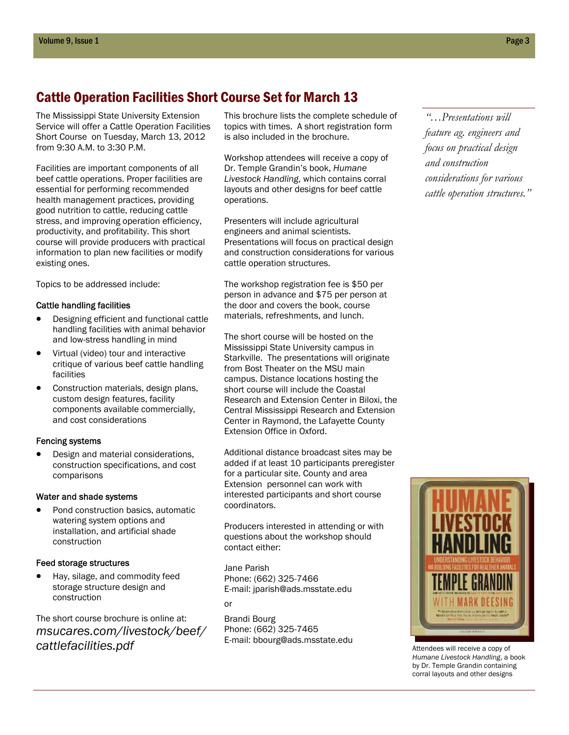## Cattle Operation Facilities Short Course Set for March 13

The Mississippi State University Extension Service will offer a Cattle Operation Facilities Short Course on Tuesday, March 13, 2012 from 9:30 A.M. to 3:30 P.M.

Facilities are important components of all beef cattle operations. Proper facilities are essential for performing recommended health management practices, providing good nutrition to cattle, reducing cattle stress, and improving operation efficiency, productivity, and profitability. This short course will provide producers with practical information to plan new facilities or modify existing ones.

Topics to be addressed include:

Cattle handling facilities

- Designing efficient and functional cattle handling facilities with animal behavior and low-stress handling in mind
- Virtual (video) tour and interactive critique of various beef cattle handling facilities
- Construction materials, design plans, custom design features, facility components available commercially, and cost considerations

Fencing systems

- Design and material considerations, construction specifications, and cost comparisons

Water and shade systems

- Pond construction basics, automatic watering system options and installation, and artificial shade construction

Feed storage structures

- Hay, silage, and commodity feed storage structure design and construction

The short course brochure is online at: *msucares.com/livestock/beef/cattlefacilities.pdf*

This brochure lists the complete schedule of topics with times. A short registration form is also included in the brochure.

Workshop attendees will receive a copy of Dr. Temple Grandin's book, *Humane Livestock Handling*, which contains corral layouts and other designs for beef cattle operations.

Presenters will include agricultural engineers and animal scientists. Presentations will focus on practical design and construction considerations for various cattle operation structures.

The workshop registration fee is $50 per person in advance and $75 per person at the door and covers the book, course materials, refreshments, and lunch.

The short course will be hosted on the Mississippi State University campus in Starkville. The presentations will originate from Bost Theater on the MSU main campus. Distance locations hosting the short course will include the Coastal Research and Extension Center in Biloxi, the Central Mississippi Research and Extension Center in Raymond, the Lafayette County Extension Office in Oxford.

Additional distance broadcast sites may be added if at least 10 participants preregister for a particular site. County and area Extension personnel can work with interested participants and short course coordinators.

Producers interested in attending or with questions about the workshop should contact either:

Jane Parish
Phone: (662) 325-7466
E-mail: jparish@ads.msstate.edu

or

Brandi Bourg
Phone: (662) 325-7465
E-mail: bbourg@ads.msstate.edu

*"…Presentations will feature ag. engineers and focus on practical design and construction considerations for various cattle operation structures."*

Attendees will receive a copy of *Humane Livestock Handling*, a book by Dr. Temple Grandin containing corral layouts and other designs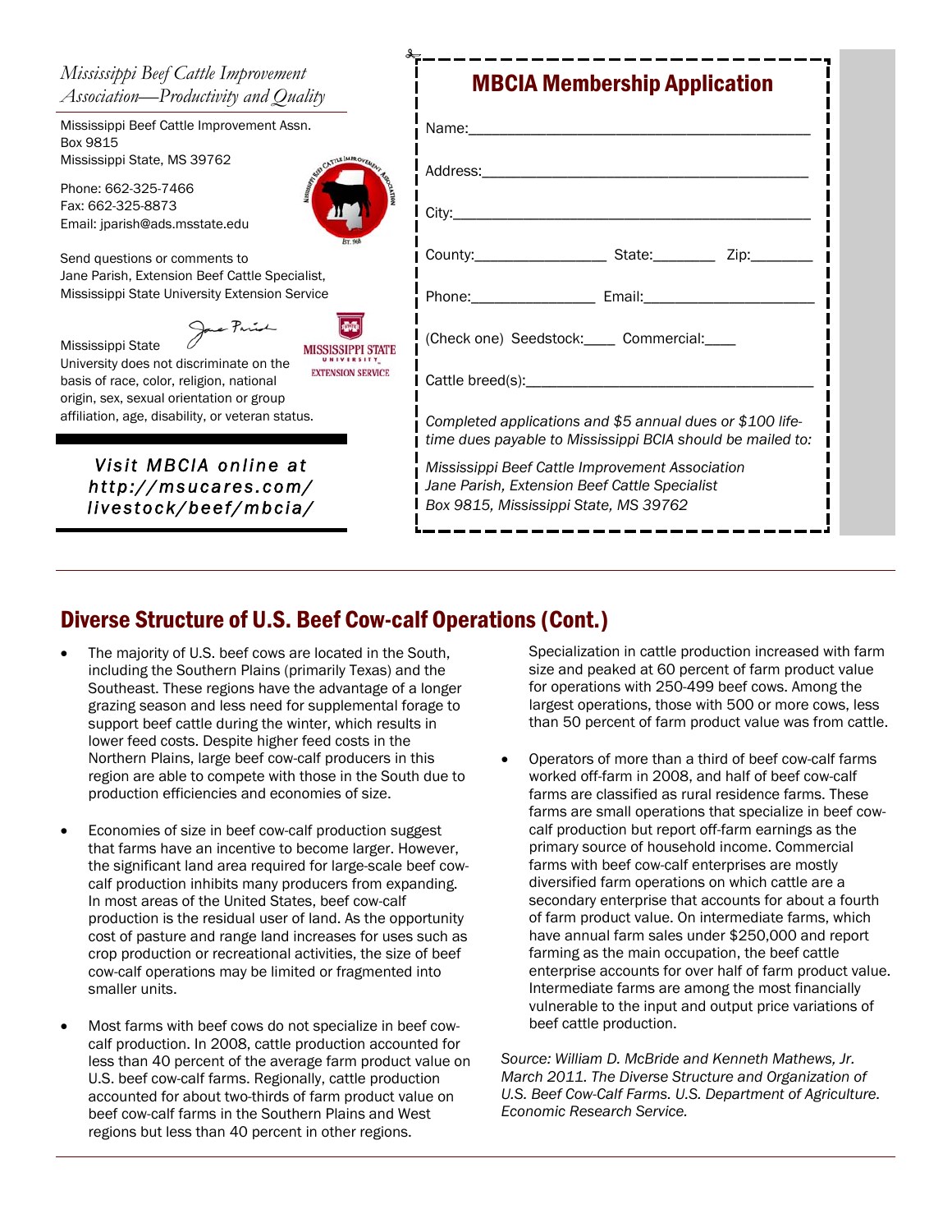*Mississippi Beef Cattle Improvement Association—Productivity and Quality*

Mississippi Beef Cattle Improvement Assn.
Box 9815
Mississippi State, MS 39762

Phone: 662-325-7466
Fax: 662-325-8873
Email: jparish@ads.msstate.edu

Send questions or comments to
Jane Parish, Extension Beef Cattle Specialist,
Mississippi State University Extension Service

Mississippi State University does not discriminate on the basis of race, color, religion, national origin, sex, sexual orientation or group affiliation, age, disability, or veteran status.

***Visit MBCIA online at http://msucares.com/livestock/beef/mbcia/***

## MBCIA Membership Application

Name:______________________________________

Address:____________________________________

City:_______________________________________

County:_______________ State:_______ Zip:_______

Phone:______________ Email:___________________

(Check one) Seedstock:____ Commercial:____

Cattle breed(s):_______________________________

*Completed applications and $5 annual dues or $100 lifetime dues payable to Mississippi BCIA should be mailed to:*

*Mississippi Beef Cattle Improvement Association*
*Jane Parish, Extension Beef Cattle Specialist*
*Box 9815, Mississippi State, MS 39762*

## Diverse Structure of U.S. Beef Cow-calf Operations (Cont.)

- The majority of U.S. beef cows are located in the South, including the Southern Plains (primarily Texas) and the Southeast. These regions have the advantage of a longer grazing season and less need for supplemental forage to support beef cattle during the winter, which results in lower feed costs. Despite higher feed costs in the Northern Plains, large beef cow-calf producers in this region are able to compete with those in the South due to production efficiencies and economies of size.

- Economies of size in beef cow-calf production suggest that farms have an incentive to become larger. However, the significant land area required for large-scale beef cow-calf production inhibits many producers from expanding. In most areas of the United States, beef cow-calf production is the residual user of land. As the opportunity cost of pasture and range land increases for uses such as crop production or recreational activities, the size of beef cow-calf operations may be limited or fragmented into smaller units.

- Most farms with beef cows do not specialize in beef cow-calf production. In 2008, cattle production accounted for less than 40 percent of the average farm product value on U.S. beef cow-calf farms. Regionally, cattle production accounted for about two-thirds of farm product value on beef cow-calf farms in the Southern Plains and West regions but less than 40 percent in other regions. Specialization in cattle production increased with farm size and peaked at 60 percent of farm product value for operations with 250-499 beef cows. Among the largest operations, those with 500 or more cows, less than 50 percent of farm product value was from cattle.

- Operators of more than a third of beef cow-calf farms worked off-farm in 2008, and half of beef cow-calf farms are classified as rural residence farms. These farms are small operations that specialize in beef cow-calf production but report off-farm earnings as the primary source of household income. Commercial farms with beef cow-calf enterprises are mostly diversified farm operations on which cattle are a secondary enterprise that accounts for about a fourth of farm product value. On intermediate farms, which have annual farm sales under $250,000 and report farming as the main occupation, the beef cattle enterprise accounts for over half of farm product value. Intermediate farms are among the most financially vulnerable to the input and output price variations of beef cattle production.

*Source: William D. McBride and Kenneth Mathews, Jr. March 2011. The Diverse Structure and Organization of U.S. Beef Cow-Calf Farms. U.S. Department of Agriculture. Economic Research Service.*